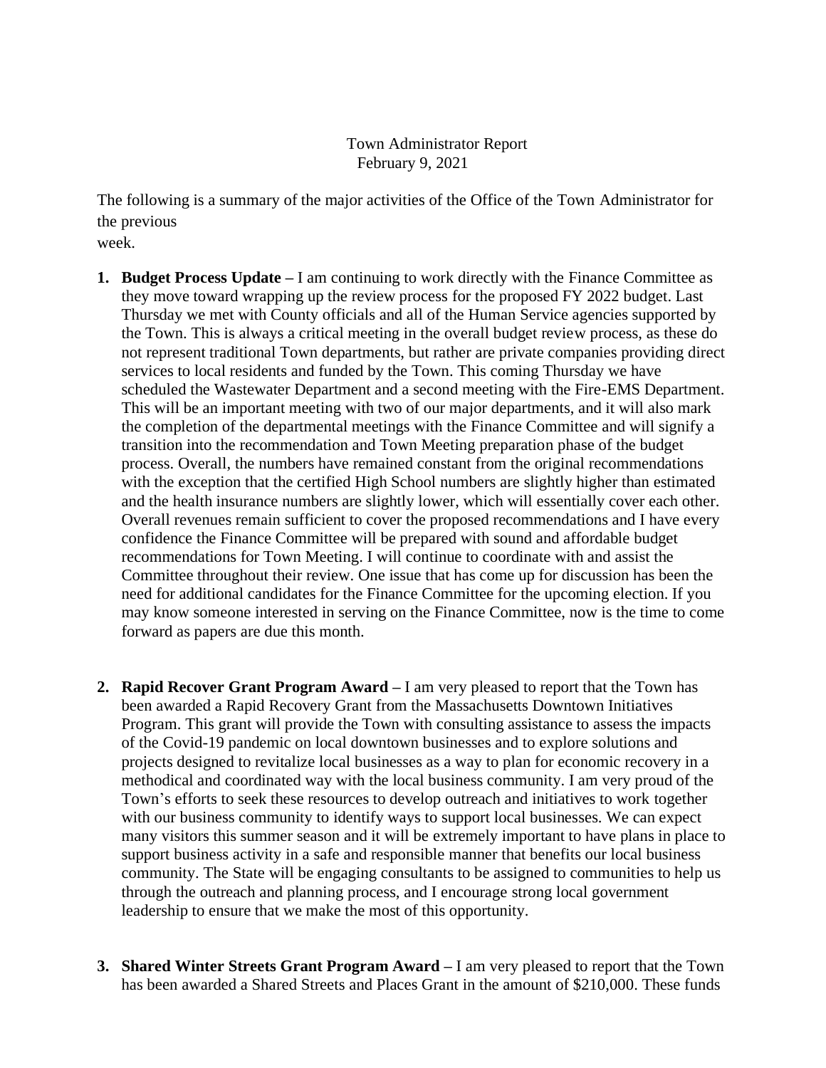Town Administrator Report
February 9, 2021

The following is a summary of the major activities of the Office of the Town Administrator for the previous
week.

1. **Budget Process Update** – I am continuing to work directly with the Finance Committee as they move toward wrapping up the review process for the proposed FY 2022 budget. Last Thursday we met with County officials and all of the Human Service agencies supported by the Town. This is always a critical meeting in the overall budget review process, as these do not represent traditional Town departments, but rather are private companies providing direct services to local residents and funded by the Town. This coming Thursday we have scheduled the Wastewater Department and a second meeting with the Fire-EMS Department. This will be an important meeting with two of our major departments, and it will also mark the completion of the departmental meetings with the Finance Committee and will signify a transition into the recommendation and Town Meeting preparation phase of the budget process. Overall, the numbers have remained constant from the original recommendations with the exception that the certified High School numbers are slightly higher than estimated and the health insurance numbers are slightly lower, which will essentially cover each other. Overall revenues remain sufficient to cover the proposed recommendations and I have every confidence the Finance Committee will be prepared with sound and affordable budget recommendations for Town Meeting. I will continue to coordinate with and assist the Committee throughout their review. One issue that has come up for discussion has been the need for additional candidates for the Finance Committee for the upcoming election. If you may know someone interested in serving on the Finance Committee, now is the time to come forward as papers are due this month.

2. **Rapid Recover Grant Program Award** – I am very pleased to report that the Town has been awarded a Rapid Recovery Grant from the Massachusetts Downtown Initiatives Program. This grant will provide the Town with consulting assistance to assess the impacts of the Covid-19 pandemic on local downtown businesses and to explore solutions and projects designed to revitalize local businesses as a way to plan for economic recovery in a methodical and coordinated way with the local business community. I am very proud of the Town's efforts to seek these resources to develop outreach and initiatives to work together with our business community to identify ways to support local businesses. We can expect many visitors this summer season and it will be extremely important to have plans in place to support business activity in a safe and responsible manner that benefits our local business community. The State will be engaging consultants to be assigned to communities to help us through the outreach and planning process, and I encourage strong local government leadership to ensure that we make the most of this opportunity.

3. **Shared Winter Streets Grant Program Award** – I am very pleased to report that the Town has been awarded a Shared Streets and Places Grant in the amount of $210,000. These funds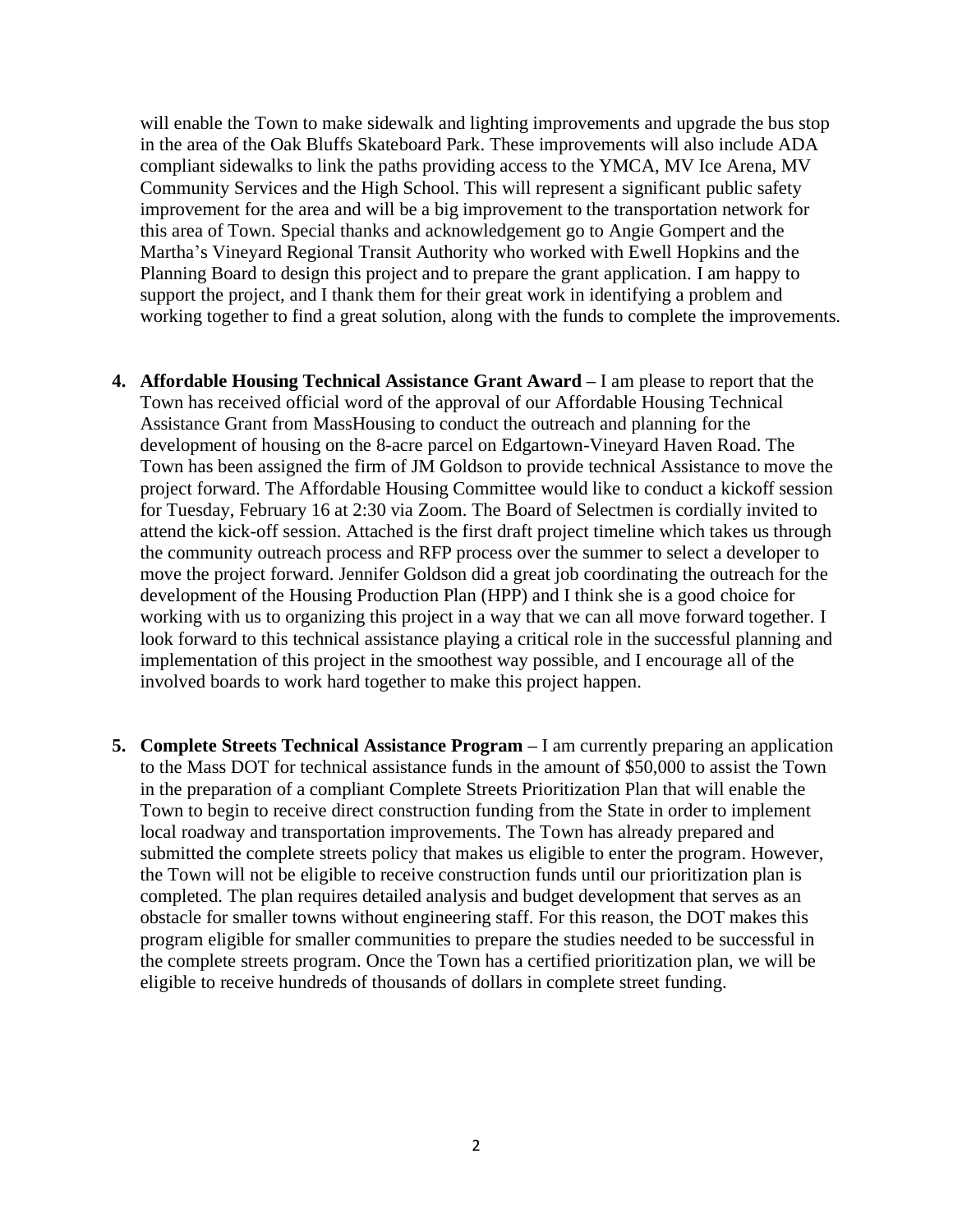will enable the Town to make sidewalk and lighting improvements and upgrade the bus stop in the area of the Oak Bluffs Skateboard Park. These improvements will also include ADA compliant sidewalks to link the paths providing access to the YMCA, MV Ice Arena, MV Community Services and the High School. This will represent a significant public safety improvement for the area and will be a big improvement to the transportation network for this area of Town. Special thanks and acknowledgement go to Angie Gompert and the Martha's Vineyard Regional Transit Authority who worked with Ewell Hopkins and the Planning Board to design this project and to prepare the grant application. I am happy to support the project, and I thank them for their great work in identifying a problem and working together to find a great solution, along with the funds to complete the improvements.

4. **Affordable Housing Technical Assistance Grant Award –** I am please to report that the Town has received official word of the approval of our Affordable Housing Technical Assistance Grant from MassHousing to conduct the outreach and planning for the development of housing on the 8-acre parcel on Edgartown-Vineyard Haven Road. The Town has been assigned the firm of JM Goldson to provide technical Assistance to move the project forward. The Affordable Housing Committee would like to conduct a kickoff session for Tuesday, February 16 at 2:30 via Zoom. The Board of Selectmen is cordially invited to attend the kick-off session. Attached is the first draft project timeline which takes us through the community outreach process and RFP process over the summer to select a developer to move the project forward. Jennifer Goldson did a great job coordinating the outreach for the development of the Housing Production Plan (HPP) and I think she is a good choice for working with us to organizing this project in a way that we can all move forward together. I look forward to this technical assistance playing a critical role in the successful planning and implementation of this project in the smoothest way possible, and I encourage all of the involved boards to work hard together to make this project happen.

5. **Complete Streets Technical Assistance Program –** I am currently preparing an application to the Mass DOT for technical assistance funds in the amount of $50,000 to assist the Town in the preparation of a compliant Complete Streets Prioritization Plan that will enable the Town to begin to receive direct construction funding from the State in order to implement local roadway and transportation improvements. The Town has already prepared and submitted the complete streets policy that makes us eligible to enter the program. However, the Town will not be eligible to receive construction funds until our prioritization plan is completed. The plan requires detailed analysis and budget development that serves as an obstacle for smaller towns without engineering staff. For this reason, the DOT makes this program eligible for smaller communities to prepare the studies needed to be successful in the complete streets program. Once the Town has a certified prioritization plan, we will be eligible to receive hundreds of thousands of dollars in complete street funding.